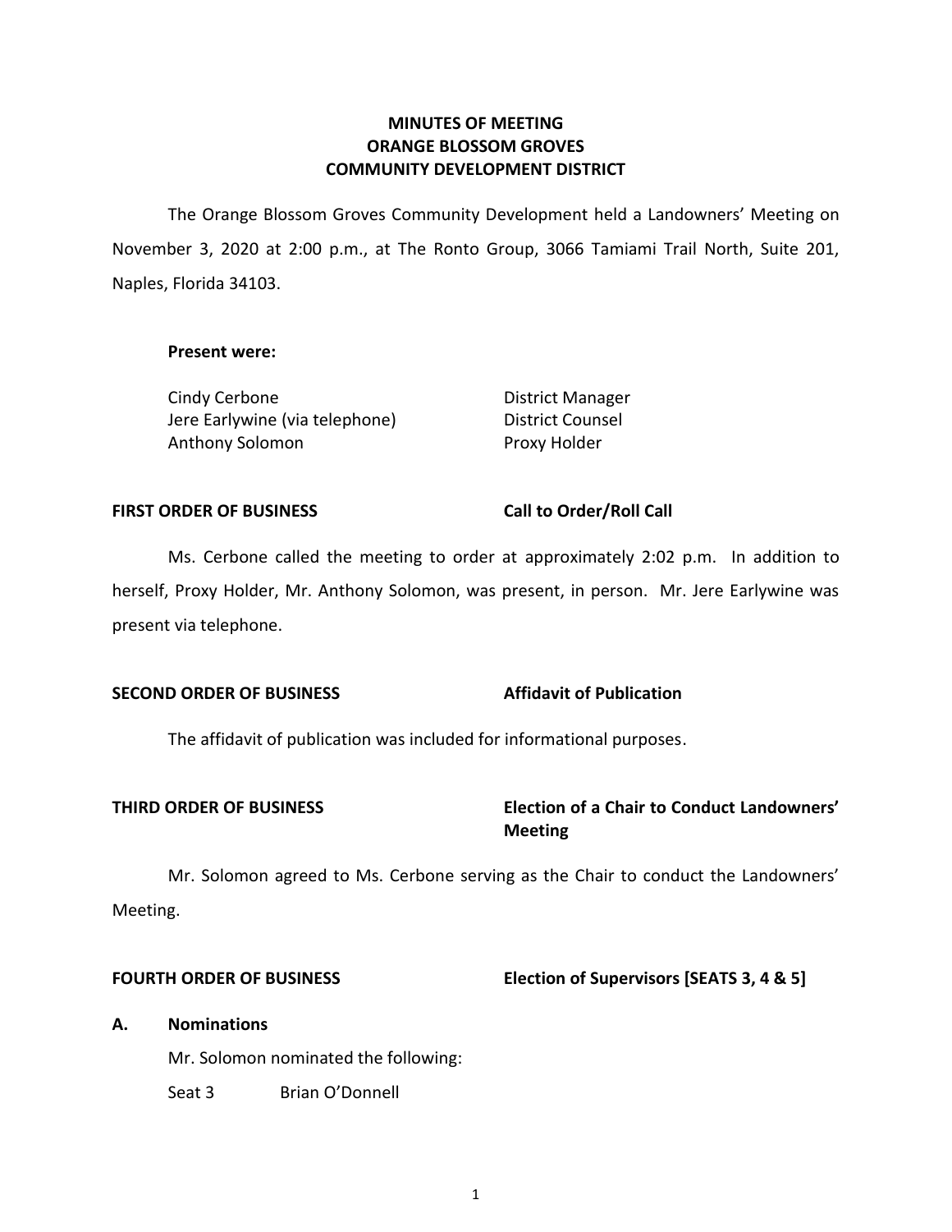**MINUTES OF MEETING**
**ORANGE BLOSSOM GROVES**
**COMMUNITY DEVELOPMENT DISTRICT**

The Orange Blossom Groves Community Development held a Landowners' Meeting on November 3, 2020 at 2:00 p.m., at The Ronto Group, 3066 Tamiami Trail North, Suite 201, Naples, Florida 34103.

**Present were:**

| | |
|---|---|
| Cindy Cerbone | District Manager |
| Jere Earlywine (via telephone) | District Counsel |
| Anthony Solomon | Proxy Holder |

**FIRST ORDER OF BUSINESS** **Call to Order/Roll Call**

Ms. Cerbone called the meeting to order at approximately 2:02 p.m. In addition to herself, Proxy Holder, Mr. Anthony Solomon, was present, in person. Mr. Jere Earlywine was present via telephone.

**SECOND ORDER OF BUSINESS** **Affidavit of Publication**

The affidavit of publication was included for informational purposes.

**THIRD ORDER OF BUSINESS** **Election of a Chair to Conduct Landowners' Meeting**

Mr. Solomon agreed to Ms. Cerbone serving as the Chair to conduct the Landowners' Meeting.

**FOURTH ORDER OF BUSINESS** **Election of Supervisors [SEATS 3, 4 & 5]**

**A. Nominations**

Mr. Solomon nominated the following:

Seat 3 Brian O'Donnell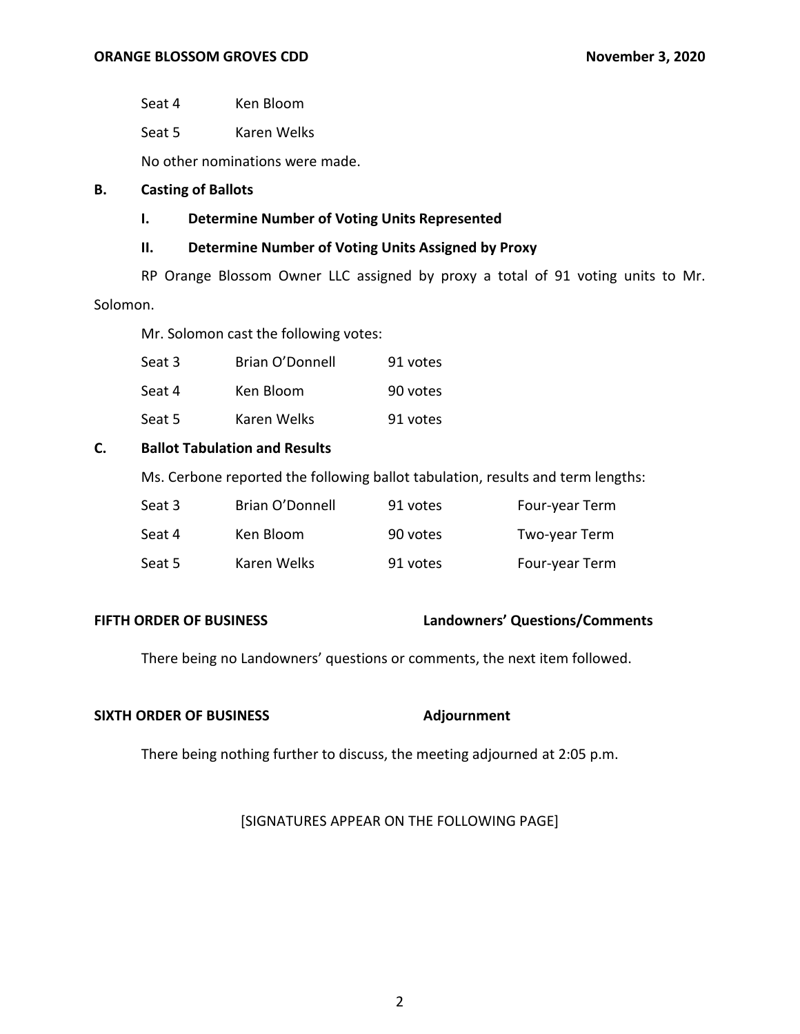Seat 4 Ken Bloom

Seat 5 Karen Welks

No other nominations were made.

**B. Casting of Ballots**

**I. Determine Number of Voting Units Represented**

**II. Determine Number of Voting Units Assigned by Proxy**

RP Orange Blossom Owner LLC assigned by proxy a total of 91 voting units to Mr. Solomon.

Mr. Solomon cast the following votes:

| | | |
|---|---|---|
| Seat 3 | Brian O'Donnell | 91 votes |
| Seat 4 | Ken Bloom | 90 votes |
| Seat 5 | Karen Welks | 91 votes |

**C. Ballot Tabulation and Results**

Ms. Cerbone reported the following ballot tabulation, results and term lengths:

| | | | |
|---|---|---|---|
| Seat 3 | Brian O'Donnell | 91 votes | Four-year Term |
| Seat 4 | Ken Bloom | 90 votes | Two-year Term |
| Seat 5 | Karen Welks | 91 votes | Four-year Term |

**FIFTH ORDER OF BUSINESS** **Landowners' Questions/Comments**

There being no Landowners' questions or comments, the next item followed.

**SIXTH ORDER OF BUSINESS** **Adjournment**

There being nothing further to discuss, the meeting adjourned at 2:05 p.m.

[SIGNATURES APPEAR ON THE FOLLOWING PAGE]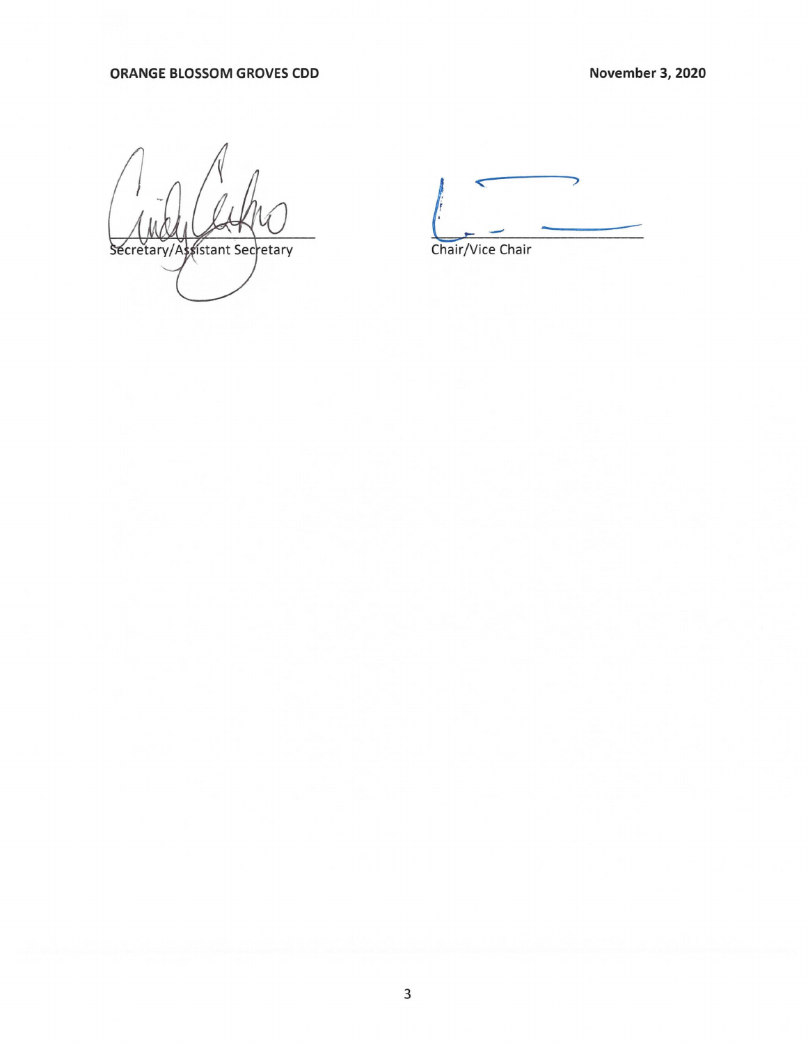ORANGE BLOSSOM GROVES CDD

November 3, 2020

___________________________
Secretary/Assistant Secretary

___________________________
Chair/Vice Chair